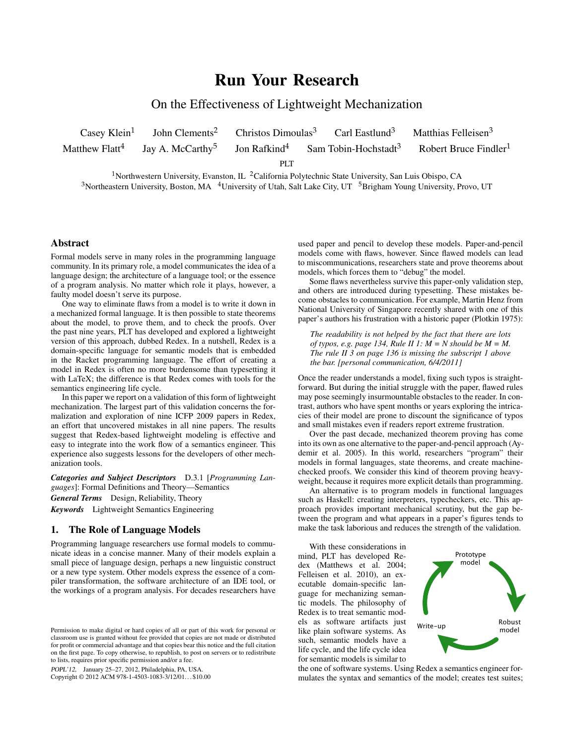# Run Your Research

## On the Effectiveness of Lightweight Mechanization

Casey Klein[1] John Clements[2] Christos Dimoulas[3] Carl Eastlund[3] Matthias Felleisen[3]
Matthew Flatt[4] Jay A. McCarthy[5] Jon Rafkind[4] Sam Tobin-Hochstadt[3] Robert Bruce Findler[1]

PLT

[1]Northwestern University, Evanston, IL [2]California Polytechnic State University, San Luis Obispo, CA
[3]Northeastern University, Boston, MA [4]University of Utah, Salt Lake City, UT [5]Brigham Young University, Provo, UT

### Abstract

Formal models serve in many roles in the programming language community. In its primary role, a model communicates the idea of a language design; the architecture of a language tool; or the essence of a program analysis. No matter which role it plays, however, a faulty model doesn't serve its purpose.

One way to eliminate flaws from a model is to write it down in a mechanized formal language. It is then possible to state theorems about the model, to prove them, and to check the proofs. Over the past nine years, PLT has developed and explored a lightweight version of this approach, dubbed Redex. In a nutshell, Redex is a domain-specific language for semantic models that is embedded in the Racket programming language. The effort of creating a model in Redex is often no more burdensome than typesetting it with LaTeX; the difference is that Redex comes with tools for the semantics engineering life cycle.

In this paper we report on a validation of this form of lightweight mechanization. The largest part of this validation concerns the formalization and exploration of nine ICFP 2009 papers in Redex, an effort that uncovered mistakes in all nine papers. The results suggest that Redex-based lightweight modeling is effective and easy to integrate into the work flow of a semantics engineer. This experience also suggests lessons for the developers of other mechanization tools.

***Categories and Subject Descriptors*** D.3.1 [*Programming Languages*]: Formal Definitions and Theory—Semantics

***General Terms*** Design, Reliability, Theory

***Keywords*** Lightweight Semantics Engineering

## 1. The Role of Language Models

Programming language researchers use formal models to communicate ideas in a concise manner. Many of their models explain a small piece of language design, perhaps a new linguistic construct or a new type system. Other models express the essence of a compiler transformation, the software architecture of an IDE tool, or the workings of a program analysis. For decades researchers have used paper and pencil to develop these models. Paper-and-pencil models come with flaws, however. Since flawed models can lead to miscommunications, researchers state and prove theorems about models, which forces them to "debug" the model.

Some flaws nevertheless survive this paper-only validation step, and others are introduced during typesetting. These mistakes become obstacles to communication. For example, Martin Henz from National University of Singapore recently shared with one of this paper's authors his frustration with a historic paper (Plotkin 1975):

> *The readability is not helped by the fact that there are lots of typos, e.g. page 134, Rule II 1: M = N should be M = M. The rule II 3 on page 136 is missing the subscript 1 above the bar. [personal communication, 6/4/2011]*

Once the reader understands a model, fixing such typos is straightforward. But during the initial struggle with the paper, flawed rules may pose seemingly insurmountable obstacles to the reader. In contrast, authors who have spent months or years exploring the intricacies of their model are prone to discount the significance of typos and small mistakes even if readers report extreme frustration.

Over the past decade, mechanized theorem proving has come into its own as one alternative to the paper-and-pencil approach (Aydemir et al. 2005). In this world, researchers "program" their models in formal languages, state theorems, and create machine-checked proofs. We consider this kind of theorem proving heavyweight, because it requires more explicit details than programming.

An alternative is to program models in functional languages such as Haskell: creating interpreters, typecheckers, etc. This approach provides important mechanical scrutiny, but the gap between the program and what appears in a paper's figures tends to make the task laborious and reduces the strength of the validation.

With these considerations in mind, PLT has developed Redex (Matthews et al. 2004; Felleisen et al. 2010), an executable domain-specific language for mechanizing semantic models. The philosophy of Redex is to treat semantic models as software artifacts just like plain software systems. As such, semantic models have a life cycle, and the life cycle idea for semantic models is similar to the one of software systems. Using Redex a semantics engineer formulates the syntax and semantics of the model; creates test suites;

Prototype model

Robust model

Write-up

Permission to make digital or hard copies of all or part of this work for personal or classroom use is granted without fee provided that copies are not made or distributed for profit or commercial advantage and that copies bear this notice and the full citation on the first page. To copy otherwise, to republish, to post on servers or to redistribute to lists, requires prior specific permission and/or a fee.

*POPL'12,* January 25–27, 2012, Philadelphia, PA, USA.
Copyright © 2012 ACM 978-1-4503-1083-3/12/01...$10.00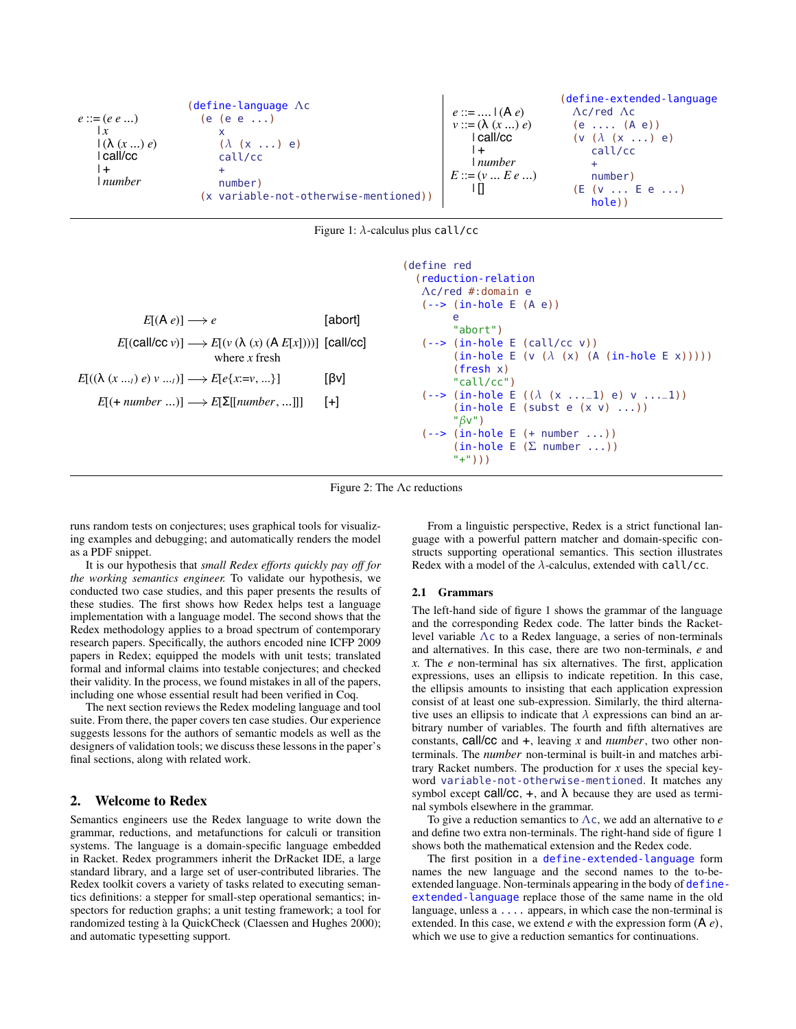$$
\begin{aligned}
e ::= &\ (e\ e\ \ldots) \\
| &\ x \\
| &\ (\lambda\ (x\ \ldots)\ e) \\
| &\ \text{call/cc} \\
| &\ + \\
| &\ \mathit{number}
\end{aligned}
$$

```
(define-language Λc
  (e (e e ...)
     x
     (λ (x ...) e)
     call/cc
     +
     number)
  (x variable-not-otherwise-mentioned))
```

$$
\begin{aligned}
e ::= &\ \ldots.\ |\ (\mathsf{A}\ e) \\
v ::= &\ (\lambda\ (x\ \ldots)\ e) \\
| &\ \text{call/cc} \\
| &\ + \\
| &\ \mathit{number} \\
E ::= &\ (v\ \ldots\ E\ e\ \ldots) \\
| &\ []
\end{aligned}
$$

```
(define-extended-language
  Λc/red Λc
  (e .... (A e))
  (v (λ (x ...) e)
     call/cc
     +
     number)
  (E (v ... E e ...)
     hole))
```

Figure 1: $\lambda$-calculus plus `call/cc`

$$
\begin{array}{rcll}
E[(\mathsf{A}\ e)] & \longrightarrow & e & \text{[abort]} \\
E[(\text{call/cc}\ v)] & \longrightarrow & E[(v\ (\lambda\ (x)\ (\mathsf{A}\ E[x])))] & \text{[call/cc]} \\
& & \text{where } x \text{ fresh} & \\
E[((\lambda\ (x\ \ldots_1)\ e)\ v\ \ldots_1)] & \longrightarrow & E[e\{x{:=}v, \ldots\}] & [\beta\text{v}] \\
E[(+\ \mathit{number}\ \ldots)] & \longrightarrow & E[\Sigma[[\mathit{number}, \ldots]]] & [+]
\end{array}
$$

```
(define red
  (reduction-relation
   Λc/red #:domain e
   (--> (in-hole E (A e))
        e
        "abort")
   (--> (in-hole E (call/cc v))
        (in-hole E (v (λ (x) (A (in-hole E x)))))
        (fresh x)
        "call/cc")
   (--> (in-hole E ((λ (x ..._1) e) v ..._1))
        (in-hole E (subst e (x v) ...))
        "βv")
   (--> (in-hole E (+ number ...))
        (in-hole E (Σ number ...))
        "+")))
```

Figure 2: The Λc reductions

runs random tests on conjectures; uses graphical tools for visualizing examples and debugging; and automatically renders the model as a PDF snippet.

It is our hypothesis that *small Redex efforts quickly pay off for the working semantics engineer.* To validate our hypothesis, we conducted two case studies, and this paper presents the results of these studies. The first shows how Redex helps test a language implementation with a language model. The second shows that the Redex methodology applies to a broad spectrum of contemporary research papers. Specifically, the authors encoded nine ICFP 2009 papers in Redex; equipped the models with unit tests; translated formal and informal claims into testable conjectures; and checked their validity. In the process, we found mistakes in all of the papers, including one whose essential result had been verified in Coq.

The next section reviews the Redex modeling language and tool suite. From there, the paper covers ten case studies. Our experience suggests lessons for the authors of semantic models as well as the designers of validation tools; we discuss these lessons in the paper's final sections, along with related work.

## 2. Welcome to Redex

Semantics engineers use the Redex language to write down the grammar, reductions, and metafunctions for calculi or transition systems. The language is a domain-specific language embedded in Racket. Redex programmers inherit the DrRacket IDE, a large standard library, and a large set of user-contributed libraries. The Redex toolkit covers a variety of tasks related to executing semantics definitions: a stepper for small-step operational semantics; inspectors for reduction graphs; a unit testing framework; a tool for randomized testing à la QuickCheck (Claessen and Hughes 2000); and automatic typesetting support.

From a linguistic perspective, Redex is a strict functional language with a powerful pattern matcher and domain-specific constructs supporting operational semantics. This section illustrates Redex with a model of the $\lambda$-calculus, extended with `call/cc`.

### 2.1 Grammars

The left-hand side of figure 1 shows the grammar of the language and the corresponding Redex code. The latter binds the Racket-level variable `Λc` to a Redex language, a series of non-terminals and alternatives. In this case, there are two non-terminals, $e$ and $x$. The $e$ non-terminal has six alternatives. The first, application expressions, uses an ellipsis to indicate repetition. In this case, the ellipsis amounts to insisting that each application expression consist of at least one sub-expression. Similarly, the third alternative uses an ellipsis to indicate that $\lambda$ expressions can bind an arbitrary number of variables. The fourth and fifth alternatives are constants, call/cc and +, leaving $x$ and *number*, two other non-terminals. The *number* non-terminal is built-in and matches arbitrary Racket numbers. The production for $x$ uses the special keyword `variable-not-otherwise-mentioned`. It matches any symbol except call/cc, +, and λ because they are used as terminal symbols elsewhere in the grammar.

To give a reduction semantics to `Λc`, we add an alternative to $e$ and define two extra non-terminals. The right-hand side of figure 1 shows both the mathematical extension and the Redex code.

The first position in a `define-extended-language` form names the new language and the second names to the to-be-extended language. Non-terminals appearing in the body of `define-extended-language` replace those of the same name in the old language, unless a `....` appears, in which case the non-terminal is extended. In this case, we extend $e$ with the expression form (A $e$), which we use to give a reduction semantics for continuations.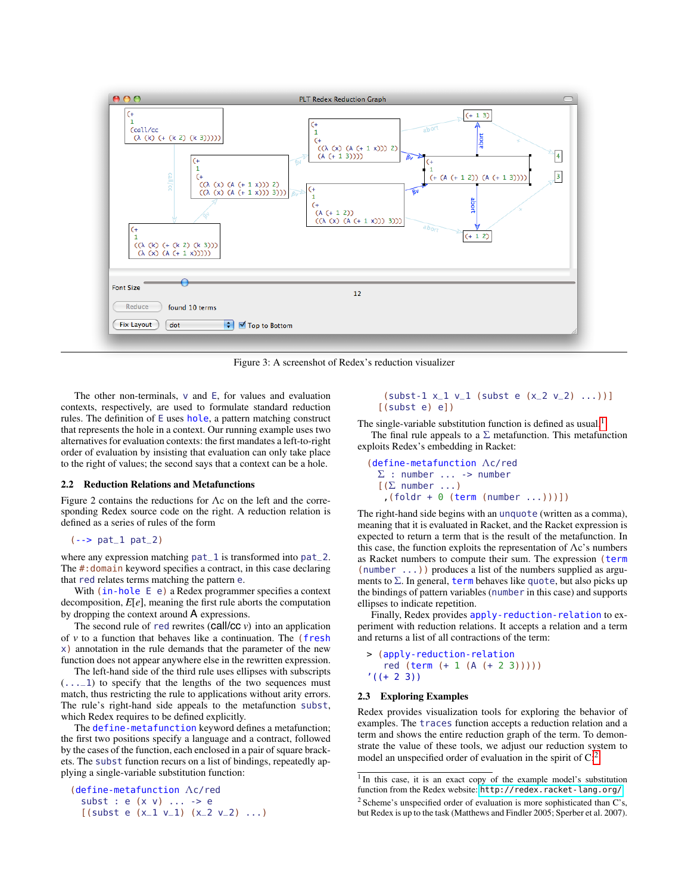Figure 3: A screenshot of Redex's reduction visualizer

The other non-terminals, `v` and `E`, for values and evaluation contexts, respectively, are used to formulate standard reduction rules. The definition of `E` uses `hole`, a pattern matching construct that represents the hole in a context. Our running example uses two alternatives for evaluation contexts: the first mandates a left-to-right order of evaluation by insisting that evaluation can only take place to the right of values; the second says that a context can be a hole.

### 2.2 Reduction Relations and Metafunctions

Figure 2 contains the reductions for Λc on the left and the corresponding Redex source code on the right. A reduction relation is defined as a series of rules of the form

```
(--> pat_1 pat_2)
```

where any expression matching `pat_1` is transformed into `pat_2`. The `#:domain` keyword specifies a contract, in this case declaring that `red` relates terms matching the pattern `e`.

With `(in-hole E e)` a Redex programmer specifies a context decomposition, $E[e]$, meaning the computation aborts the computation by dropping the context around A expressions.

The second rule of `red` rewrites (call/cc $v$) into an application of $v$ to a function that behaves like a continuation. The `(fresh x)` annotation in the rule demands that the parameter of the new function does not appear anywhere else in the rewritten expression. The left-hand side of the third rule uses ellipses with subscripts (`..._1`) to specify that the lengths of the two sequences must match, thus restricting the rule to applications without arity errors. The rule's right-hand side appeals to the metafunction `subst`, which Redex requires to be defined explicitly.

The `define-metafunction` keyword defines a metafunction; the first two positions specify a language and a contract, followed by the cases of the function, each enclosed in a pair of square brackets. The `subst` function recurs on a list of bindings, repeatedly applying a single-variable substitution function:

```
(define-metafunction Λc/red
  subst : e (x v) ... -> e
  [(subst e (x_1 v_1) (x_2 v_2) ...)
   (subst-1 x_1 v_1 (subst e (x_2 v_2) ...))]
  [(subst e) e])
```

The single-variable substitution function is defined as usual.[1]

The final rule appeals to a Σ metafunction. This metafunction exploits Redex's embedding in Racket:

```
(define-metafunction Λc/red
  Σ : number ... -> number
  [(Σ number ...)
   ,(foldr + 0 (term (number ...)))])
```

The right-hand side begins with an `unquote` (written as a comma), meaning that it is evaluated in Racket, and the Racket expression is expected to return a term that is the result of the metafunction. In this case, the function exploits the representation of Λc's numbers as Racket numbers to compute their sum. The expression `(term (number ...))` produces a list of the numbers supplied as arguments to Σ. In general, `term` behaves like `quote`, but also picks up the bindings of pattern variables (`number` in this case) and supports ellipses to indicate repetition.

Finally, Redex provides `apply-reduction-relation` to experiment with reduction relations. It accepts a relation and a term and returns a list of all contractions of the term:

```
> (apply-reduction-relation
   red (term (+ 1 (A (+ 2 3)))))
'((+ 2 3))
```

### 2.3 Exploring Examples

Redex provides visualization tools for exploring the behavior of examples. The `traces` function accepts a reduction relation and a term and shows the entire reduction graph of the term. To demonstrate the value of these tools, we adjust our reduction system to model an unspecified order of evaluation in the spirit of C.[2]

[1] In this case, it is an exact copy of the example model's substitution function from the Redex website: http://redex.racket-lang.org/

[2] Scheme's unspecified order of evaluation is more sophisticated than C's, but Redex is up to the task (Matthews and Findler 2005; Sperber et al. 2007).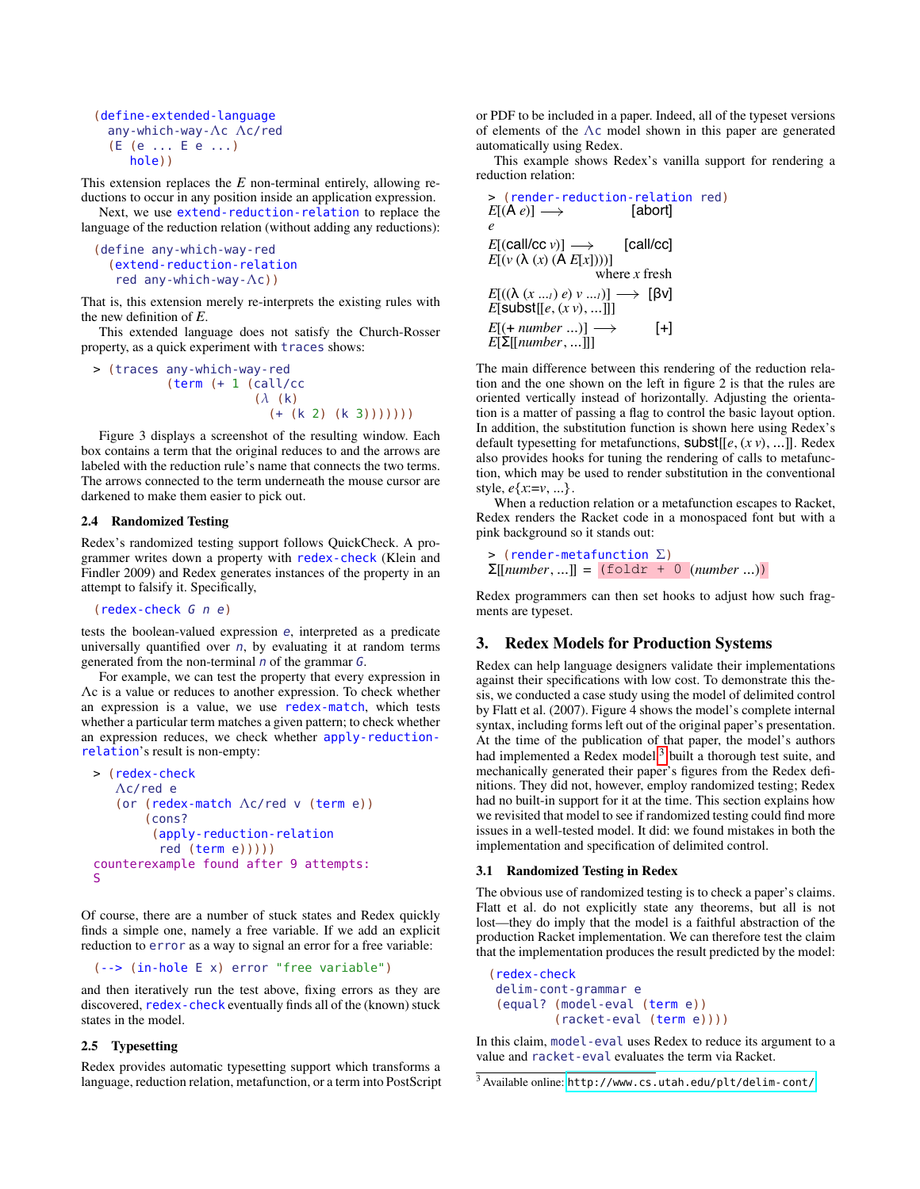```
(define-extended-language
  any-which-way-Λc Λc/red
  (E (e ... E e ...)
     hole))
```

This extension replaces the $E$ non-terminal entirely, allowing reductions to occur in any position inside an application expression.

Next, we use `extend-reduction-relation` to replace the language of the reduction relation (without adding any reductions):

```
(define any-which-way-red
  (extend-reduction-relation
   red any-which-way-Λc))
```

That is, this extension merely re-interprets the existing rules with the new definition of $E$.

This extended language does not satisfy the Church-Rosser property, as a quick experiment with `traces` shows:

```
> (traces any-which-way-red
          (term (+ 1 (call/cc
                      (λ (k)
                        (+ (k 2) (k 3)))))))
```

Figure 3 displays a screenshot of the resulting window. Each box contains a term that the original reduces to and the arrows are labeled with the reduction rule's name that connects the two terms. The arrows connected to the term underneath the mouse cursor are darkened to make them easier to pick out.

### 2.4 Randomized Testing

Redex's randomized testing support follows QuickCheck. A programmer writes down a property with `redex-check` (Klein and Findler 2009) and Redex generates instances of the property in an attempt to falsify it. Specifically,

```
(redex-check G n e)
```

tests the boolean-valued expression `e`, interpreted as a predicate universally quantified over `n`, by evaluating it at random terms generated from the non-terminal `n` of the grammar `G`.

For example, we can test the property that every expression in Λc is a value or reduces to another expression. To check whether an expression is a value, we use `redex-match`, which tests whether a particular term matches a given pattern; to check whether an expression reduces, we check whether `apply-reduction-relation`'s result is non-empty:

```
> (redex-check
   Λc/red e
   (or (redex-match Λc/red v (term e))
       (cons?
        (apply-reduction-relation
         red (term e)))))
counterexample found after 9 attempts:
S
```

Of course, there are a number of stuck states and Redex quickly finds a simple one, namely a free variable. If we add an explicit reduction to `error` as a way to signal an error for a free variable:

```
(--> (in-hole E x) error "free variable")
```

and then iteratively run the test above, fixing errors as they are discovered, `redex-check` eventually finds all of the (known) stuck states in the model.

### 2.5 Typesetting

Redex provides automatic typesetting support which transforms a language, reduction relation, metafunction, or a term into PostScript or PDF to be included in a paper. Indeed, all of the typeset versions of elements of the Λc model shown in this paper are generated automatically using Redex.

This example shows Redex's vanilla support for rendering a reduction relation:

```
> (render-reduction-relation red)
```

$E$[(A $e$)] ⟶ [abort]
$e$

$E$[(call/cc $v$)] ⟶ [call/cc]
$E$[($v$ (λ ($x$) (A $E$[$x$])))]
where $x$ fresh

$E$[((λ ($x$ ...$_1$) $e$) $v$ ...$_1$)] ⟶ [βv]
$E$[subst[[$e$, ($x$ $v$), ...]]]

$E$[(+ $number$ ...)] ⟶ [+]
$E$[Σ[[$number$, ...]]]

The main difference between this rendering of the reduction relation and the one shown on the left in figure 2 is that the rules are oriented vertically instead of horizontally. Adjusting the orientation is a matter of passing a flag to control the basic layout option. In addition, the substitution function is shown here using Redex's default typesetting for metafunctions, subst[[$e$, ($x$ $v$), ...]]. Redex also provides hooks for tuning the rendering of calls to metafunction, which may be used to render substitution in the conventional style, $e$\{$x$:=$v$, ...\}.

When a reduction relation or a metafunction escapes to Racket, Redex renders the Racket code in a monospaced font but with a pink background so it stands out:

```
> (render-metafunction Σ)
```

Σ[[$number$, ...]] = `(foldr + 0` ($number$ ...)`)`

Redex programmers can then set hooks to adjust how such fragments are typeset.

## 3. Redex Models for Production Systems

Redex can help language designers validate their implementations against their specifications with low cost. To demonstrate this thesis, we conducted a case study using the model of delimited control by Flatt et al. (2007). Figure 4 shows the model's complete internal syntax, including forms left out of the original paper's presentation. At the time of the publication of that paper, the model's authors had implemented a Redex model[3] built a thorough test suite, and mechanically generated their paper's figures from the Redex definitions. They did not, however, employ randomized testing; Redex had no built-in support for it at the time. This section explains how we revisited that model to see if randomized testing could find more issues in a well-tested model. It did: we found mistakes in both the implementation and specification of delimited control.

### 3.1 Randomized Testing in Redex

The obvious use of randomized testing is to check a paper's claims. Flatt et al. do not explicitly state any theorems, but all is not lost—they do imply that the model is a faithful abstraction of the production Racket implementation. We can therefore test the claim that the implementation produces the result predicted by the model:

```
(redex-check
 delim-cont-grammar e
 (equal? (model-eval (term e))
         (racket-eval (term e))))
```

In this claim, `model-eval` uses Redex to reduce its argument to a value and `racket-eval` evaluates the term via Racket.

[3] Available online: http://www.cs.utah.edu/plt/delim-cont/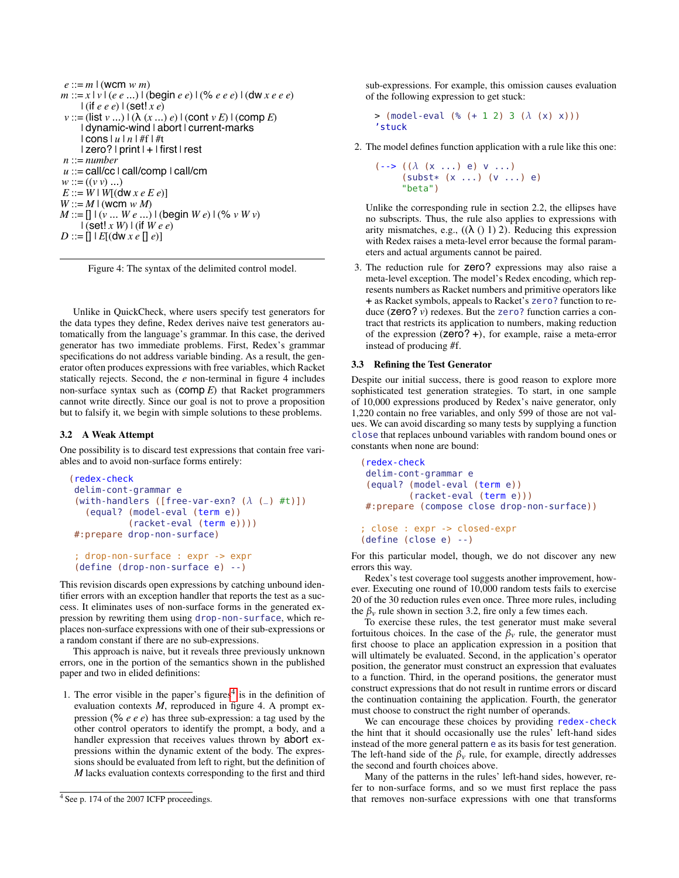$$
\begin{aligned}
e &::= m \mid (\textsf{wcm}\ w\ m) \\
m &::= x \mid v \mid (e\ e\ ...) \mid (\textsf{begin}\ e\ e) \mid (\%\ e\ e\ e) \mid (\textsf{dw}\ x\ e\ e\ e) \\
&\quad \mid (\textsf{if}\ e\ e\ e) \mid (\textsf{set!}\ x\ e) \\
v &::= (\textsf{list}\ v\ ...) \mid (\lambda\ (x\ ...)\ e) \mid (\textsf{cont}\ v\ E) \mid (\textsf{comp}\ E) \\
&\quad \mid \textsf{dynamic-wind} \mid \textsf{abort} \mid \textsf{current-marks} \\
&\quad \mid \textsf{cons} \mid u \mid n \mid \#\textsf{f} \mid \#\textsf{t} \\
&\quad \mid \textsf{zero?} \mid \textsf{print} \mid + \mid \textsf{first} \mid \textsf{rest} \\
n &::= \textit{number} \\
u &::= \textsf{call/cc} \mid \textsf{call/comp} \mid \textsf{call/cm} \\
w &::= ((v\ v)\ ...) \\
E &::= W \mid W[(\textsf{dw}\ x\ e\ E\ e)] \\
W &::= M \mid (\textsf{wcm}\ w\ M) \\
M &::= [\,] \mid (v\ ...\ W\ e\ ...) \mid (\textsf{begin}\ W\ e) \mid (\%\ v\ W\ v) \\
&\quad \mid (\textsf{set!}\ x\ W) \mid (\textsf{if}\ W\ e\ e) \\
D &::= [\,] \mid E[(\textsf{dw}\ x\ e\ [\,]\ e)]
\end{aligned}
$$

Figure 4: The syntax of the delimited control model.

Unlike in QuickCheck, where users specify test generators for the data types they define, Redex derives naive test generators automatically from the language's grammar. In this case, the derived generator has two immediate problems. First, Redex's grammar specifications do not address variable binding. As a result, the generator often produces expressions with free variables, which Racket statically rejects. Second, the $e$ non-terminal in figure 4 includes non-surface syntax such as (comp $E$) that Racket programmers cannot write directly. Since our goal is not to prove a proposition but to falsify it, we begin with simple solutions to these problems.

### 3.2 A Weak Attempt

One possibility is to discard test expressions that contain free variables and to avoid non-surface forms entirely:

```
(redex-check
 delim-cont-grammar e
 (with-handlers ([free-var-exn? (λ (_) #t)])
   (equal? (model-eval (term e))
           (racket-eval (term e))))
 #:prepare drop-non-surface)

 ; drop-non-surface : expr -> expr
 (define (drop-non-surface e) --)
```

This revision discards open expressions by catching unbound identifier errors with an exception handler that reports the test as a success. It eliminates uses of non-surface forms in the generated expression by rewriting them using drop-non-surface, which replaces non-surface expressions with one of their sub-expressions or a random constant if there are no sub-expressions.

This approach is naive, but it reveals three previously unknown errors, one in the portion of the semantics shown in the published paper and two in elided definitions:

1. The error visible in the paper's figures[4] is in the definition of evaluation contexts $M$, reproduced in figure 4. A prompt expression (% $e$ $e$ $e$) has three sub-expression: a tag used by the other control operators to identify the prompt, a body, and a handler expression that receives values thrown by abort expressions within the dynamic extent of the body. The expressions should be evaluated from left to right, but the definition of $M$ lacks evaluation contexts corresponding to the first and third sub-expressions. For example, this omission causes evaluation of the following expression to get stuck:

```
> (model-eval (% (+ 1 2) 3 (λ (x) x)))
'stuck
```

2. The model defines function application with a rule like this one:

```
(--> ((λ (x ...) e) v ...)
     (subst* (x ...) (v ...) e)
     "beta")
```

Unlike the corresponding rule in section 2.2, the ellipses have no subscripts. Thus, the rule also applies to expressions with arity mismatches, e.g., ((λ () 1) 2). Reducing this expression with Redex raises a meta-level error because the formal parameters and actual arguments cannot be paired.

3. The reduction rule for zero? expressions may also raise a meta-level exception. The model's Redex encoding, which represents numbers as Racket numbers and primitive operators like + as Racket symbols, appeals to Racket's zero? function to reduce (zero? $v$) redexes. But the zero? function carries a contract that restricts its application to numbers, making reduction of the expression (zero? +), for example, raise a meta-error instead of producing #f.

### 3.3 Refining the Test Generator

Despite our initial success, there is good reason to explore more sophisticated test generation strategies. To start, in one sample of 10,000 expressions produced by Redex's naive generator, only 1,220 contain no free variables, and only 599 of those are not values. We can avoid discarding so many tests by supplying a function close that replaces unbound variables with random bound ones or constants when none are bound:

```
(redex-check
 delim-cont-grammar e
 (equal? (model-eval (term e))
         (racket-eval (term e)))
 #:prepare (compose close drop-non-surface))

; close : expr -> closed-expr
(define (close e) --)
```

For this particular model, though, we do not discover any new errors this way.

Redex's test coverage tool suggests another improvement, however. Executing one round of 10,000 random tests fails to exercise 20 of the 30 reduction rules even once. Three more rules, including the $\beta_v$ rule shown in section 3.2, fire only a few times each.

To exercise these rules, the test generator must make several fortuitous choices. In the case of the $\beta_v$ rule, the generator must first choose to place an application expression in a position that will ultimately be evaluated. Second, in the application's operator position, the generator must construct an expression that evaluates to a function. Third, in the operand positions, the generator must construct expressions that do not result in runtime errors or discard the continuation containing the application. Fourth, the generator must choose to construct the right number of operands.

We can encourage these choices by providing redex-check the hint that it should occasionally use the rules' left-hand sides instead of the more general pattern e as its basis for test generation. The left-hand side of the $\beta_v$ rule, for example, directly addresses the second and fourth choices above.

Many of the patterns in the rules' left-hand sides, however, refer to non-surface forms, and so we must first replace the pass that removes non-surface expressions with one that transforms

[4] See p. 174 of the 2007 ICFP proceedings.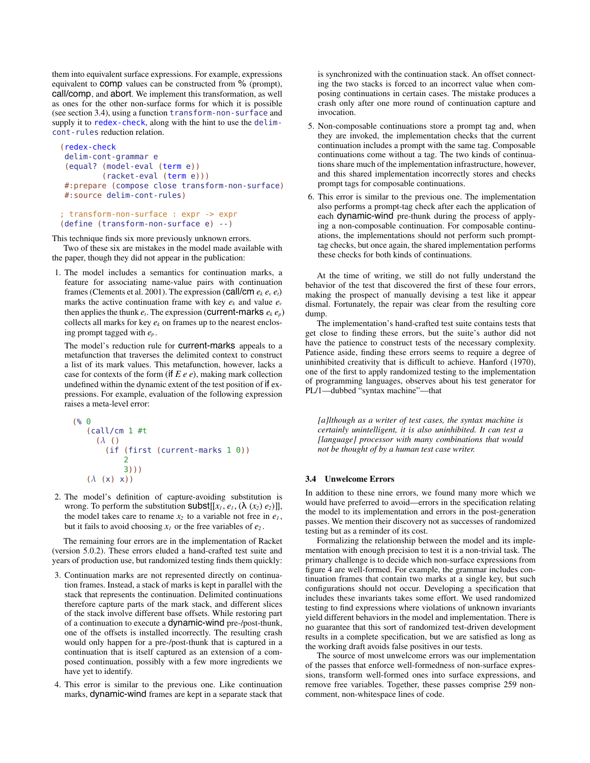them into equivalent surface expressions. For example, expressions equivalent to comp values can be constructed from % (prompt), call/comp, and abort. We implement this transformation, as well as ones for the other non-surface forms for which it is possible (see section 3.4), using a function `transform-non-surface` and supply it to `redex-check`, along with the hint to use the `delim-cont-rules` reduction relation.

```
(redex-check
 delim-cont-grammar e
 (equal? (model-eval (term e))
         (racket-eval (term e)))
 #:prepare (compose close transform-non-surface)
 #:source delim-cont-rules)

; transform-non-surface : expr -> expr
(define (transform-non-surface e) --)
```

This technique finds six more previously unknown errors.

Two of these six are mistakes in the model made available with the paper, though they did not appear in the publication:

1. The model includes a semantics for continuation marks, a feature for associating name-value pairs with continuation frames (Clements et al. 2001). The expression (call/cm $e_k$ $e_v$ $e_t$) marks the active continuation frame with key $e_k$ and value $e_v$ then applies the thunk $e_t$. The expression (current-marks $e_k$ $e_p$) collects all marks for key $e_k$ on frames up to the nearest enclosing prompt tagged with $e_p$.

   The model's reduction rule for current-marks appeals to a metafunction that traverses the delimited context to construct a list of its mark values. This metafunction, however, lacks a case for contexts of the form (if $E$ $e$ $e$), making mark collection undefined within the dynamic extent of the test position of if expressions. For example, evaluation of the following expression raises a meta-level error:

   ```
   (% 0
      (call/cm 1 #t
        (λ ()
          (if (first (current-marks 1 0))
              2
              3)))
      (λ (x) x))
   ```

2. The model's definition of capture-avoiding substitution is wrong. To perform the substitution subst[[$x_1$, $e_1$, (λ ($x_2$) $e_2$)]], the model takes care to rename $x_2$ to a variable not free in $e_1$, but it fails to avoid choosing $x_1$ or the free variables of $e_2$.

The remaining four errors are in the implementation of Racket (version 5.0.2). These errors eluded a hand-crafted test suite and years of production use, but randomized testing finds them quickly:

3. Continuation marks are not represented directly on continuation frames. Instead, a stack of marks is kept in parallel with the stack that represents the continuation. Delimited continuations therefore capture parts of the mark stack, and different slices of the stack involve different base offsets. While restoring part of a continuation to execute a dynamic-wind pre-/post-thunk, one of the offsets is installed incorrectly. The resulting crash would only happen for a pre-/post-thunk that is captured in a continuation that is itself captured as an extension of a composed continuation, possibly with a few more ingredients we have yet to identify.

4. This error is similar to the previous one. Like continuation marks, dynamic-wind frames are kept in a separate stack that is synchronized with the continuation stack. An offset connecting the two stacks is forced to an incorrect value when composing continuations in certain cases. The mistake produces a crash only after one more round of continuation capture and invocation.

5. Non-composable continuations store a prompt tag and, when they are invoked, the implementation checks that the current continuation includes a prompt with the same tag. Composable continuations come without a tag. The two kinds of continuations share much of the implementation infrastructure, however, and this shared implementation incorrectly stores and checks prompt tags for composable continuations.

6. This error is similar to the previous one. The implementation also performs a prompt-tag check after each the application of each dynamic-wind pre-thunk during the process of applying a non-composable continuation. For composable continuations, the implementations should not perform such prompt-tag checks, but once again, the shared implementation performs these checks for both kinds of continuations.

At the time of writing, we still do not fully understand the behavior of the test that discovered the first of these four errors, making the prospect of manually devising a test like it appear dismal. Fortunately, the repair was clear from the resulting core dump.

The implementation's hand-crafted test suite contains tests that get close to finding these errors, but the suite's author did not have the patience to construct tests of the necessary complexity. Patience aside, finding these errors seems to require a degree of uninhibited creativity that is difficult to achieve. Hanford (1970), one of the first to apply randomized testing to the implementation of programming languages, observes about his test generator for PL/1—dubbed "syntax machine"—that

> *[a]lthough as a writer of test cases, the syntax machine is certainly unintelligent, it is also uninhibited. It can test a [language] processor with many combinations that would not be thought of by a human test case writer.*

### 3.4 Unwelcome Errors

In addition to these nine errors, we found many more which we would have preferred to avoid—errors in the specification relating the model to its implementation and errors in the post-generation passes. We mention their discovery not as successes of randomized testing but as a reminder of its cost.

Formalizing the relationship between the model and its implementation with enough precision to test it is a non-trivial task. The primary challenge is to decide which non-surface expressions from figure 4 are well-formed. For example, the grammar includes continuation frames that contain two marks at a single key, but such configurations should not occur. Developing a specification that includes these invariants takes some effort. We used randomized testing to find expressions where violations of unknown invariants yield different behaviors in the model and implementation. There is no guarantee that this sort of randomized test-driven development results in a complete specification, but we are satisfied as long as the working draft avoids false positives in our tests.

The source of most unwelcome errors was our implementation of the passes that enforce well-formedness of non-surface expressions, transform well-formed ones into surface expressions, and remove free variables. Together, these passes comprise 259 non-comment, non-whitespace lines of code.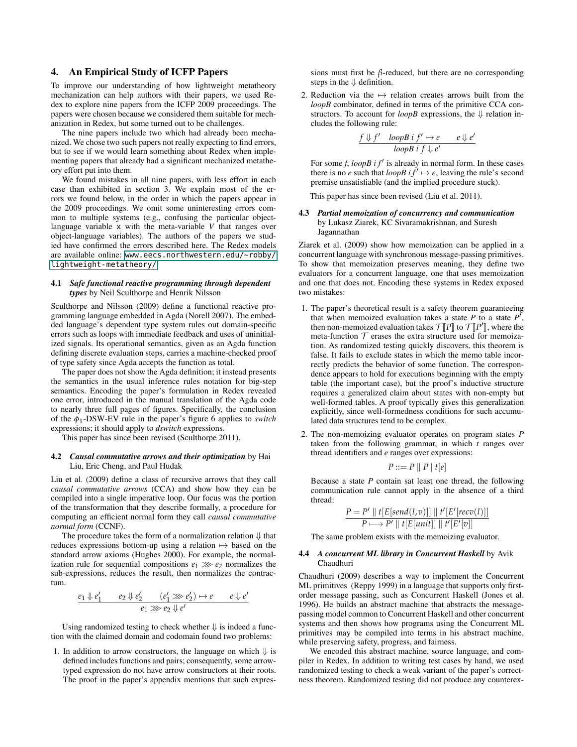## 4. An Empirical Study of ICFP Papers

To improve our understanding of how lightweight metatheory mechanization can help authors with their papers, we used Redex to explore nine papers from the ICFP 2009 proceedings. The papers were chosen because we considered them suitable for mechanization in Redex, but some turned out to be challenges.

The nine papers include two which had already been mechanized. We chose two such papers not really expecting to find errors, but to see if we would learn something about Redex when implementing papers that already had a significant mechanized metatheory effort put into them.

We found mistakes in all nine papers, with less effort in each case than exhibited in section 3. We explain most of the errors we found below, in the order in which the papers appear in the 2009 proceedings. We omit some uninteresting errors common to multiple systems (e.g., confusing the particular object-language variable `x` with the meta-variable $V$ that ranges over object-language variables). The authors of the papers we studied have confirmed the errors described here. The Redex models are available online: www.eecs.northwestern.edu/~robby/lightweight-metatheory/

### 4.1 *Safe functional reactive programming through dependent types* by Neil Sculthorpe and Henrik Nilsson

Sculthorpe and Nilsson (2009) define a functional reactive programming language embedded in Agda (Norell 2007). The embedded language's dependent type system rules out domain-specific errors such as loops with immediate feedback and uses of uninitialized signals. Its operational semantics, given as an Agda function defining discrete evaluation steps, carries a machine-checked proof of type safety since Agda accepts the function as total.

The paper does not show the Agda definition; it instead presents the semantics in the usual inference rules notation for big-step semantics. Encoding the paper's formulation in Redex revealed one error, introduced in the manual translation of the Agda code to nearly three full pages of figures. Specifically, the conclusion of the $\phi_1$-DSW-EV rule in the paper's figure 6 applies to *switch* expressions; it should apply to *dswitch* expressions.

This paper has since been revised (Sculthorpe 2011).

### 4.2 *Causal commutative arrows and their optimization* by Hai Liu, Eric Cheng, and Paul Hudak

Liu et al. (2009) define a class of recursive arrows that they call *causal commutative arrows* (CCA) and show how they can be compiled into a single imperative loop. Our focus was the portion of the transformation that they describe formally, a procedure for computing an efficient normal form they call *causal commutative normal form* (CCNF).

The procedure takes the form of a normalization relation $\Downarrow$ that reduces expressions bottom-up using a relation $\mapsto$ based on the standard arrow axioms (Hughes 2000). For example, the normalization rule for sequential compositions $e_1 \ggg e_2$ normalizes the sub-expressions, reduces the result, then normalizes the contractum.

$$\frac{e_1 \Downarrow e_1' \qquad e_2 \Downarrow e_2' \qquad (e_1' \ggg e_2') \mapsto e \qquad e \Downarrow e'}{e_1 \ggg e_2 \Downarrow e'}$$

Using randomized testing to check whether $\Downarrow$ is indeed a function with the claimed domain and codomain found two problems:

1. In addition to arrow constructors, the language on which $\Downarrow$ is defined includes functions and pairs; consequently, some arrow-typed expression do not have arrow constructors at their roots. The proof in the paper's appendix mentions that such expressions must first be $\beta$-reduced, but there are no corresponding steps in the $\Downarrow$ definition.
2. Reduction via the $\mapsto$ relation creates arrows built from the *loopB* combinator, defined in terms of the primitive CCA constructors. To account for *loopB* expressions, the $\Downarrow$ relation includes the following rule:

$$\frac{f \Downarrow f' \quad loopB\ i\ f' \mapsto e \qquad e \Downarrow e'}{loopB\ i\ f \Downarrow e'}$$

For some $f$, $loopB\ i\ f'$ is already in normal form. In these cases there is no $e$ such that $loopB\ i\ f' \mapsto e$, leaving the rule's second premise unsatisfiable (and the implied procedure stuck).

This paper has since been revised (Liu et al. 2011).

### 4.3 *Partial memoization of concurrency and communication* by Lukasz Ziarek, KC Sivaramakrishnan, and Suresh Jagannathan

Ziarek et al. (2009) show how memoization can be applied in a concurrent language with synchronous message-passing primitives. To show that memoization preserves meaning, they define two evaluators for a concurrent language, one that uses memoization and one that does not. Encoding these systems in Redex exposed two mistakes:

1. The paper's theoretical result is a safety theorem guaranteeing that when memoized evaluation takes a state $P$ to a state $P'$, then non-memoized evaluation takes $\mathcal{T}[\![P]\!]$ to $\mathcal{T}[\![P']\!]$, where the meta-function $\mathcal{T}$ erases the extra structure used for memoization. As randomized testing quickly discovers, this theorem is false. It fails to exclude states in which the memo table incorrectly predicts the behavior of some function. The correspondence appears to hold for executions beginning with the empty table (the important case), but the proof's inductive structure requires a generalized claim about states with non-empty but well-formed tables. A proof typically gives this generalization explicitly, since well-formedness conditions for such accumulated data structures tend to be complex.
2. The non-memoizing evaluator operates on program states $P$ taken from the following grammar, in which $t$ ranges over thread identifiers and $e$ ranges over expressions:

$$P ::= P \parallel P \mid t[e]$$

Because a state $P$ contain sat least one thread, the following communication rule cannot apply in the absence of a third thread:

$$\frac{P = P' \parallel t[E[send(l,v)]] \parallel t'[E'[recv(l)]]}{P \longmapsto P' \parallel t[E[unit]] \parallel t'[E'[v]]}$$

The same problem exists with the memoizing evaluator.

### 4.4 *A concurrent ML library in Concurrent Haskell* by Avik Chaudhuri

Chaudhuri (2009) describes a way to implement the Concurrent ML primitives (Reppy 1999) in a language that supports only first-order message passing, such as Concurrent Haskell (Jones et al. 1996). He builds an abstract machine that abstracts the message-passing model common to Concurrent Haskell and other concurrent systems and then shows how programs using the Concurrent ML primitives may be compiled into terms in his abstract machine, while preserving safety, progress, and fairness.

We encoded this abstract machine, source language, and compiler in Redex. In addition to writing test cases by hand, we used randomized testing to check a weak variant of the paper's correctness theorem. Randomized testing did not produce any counterex-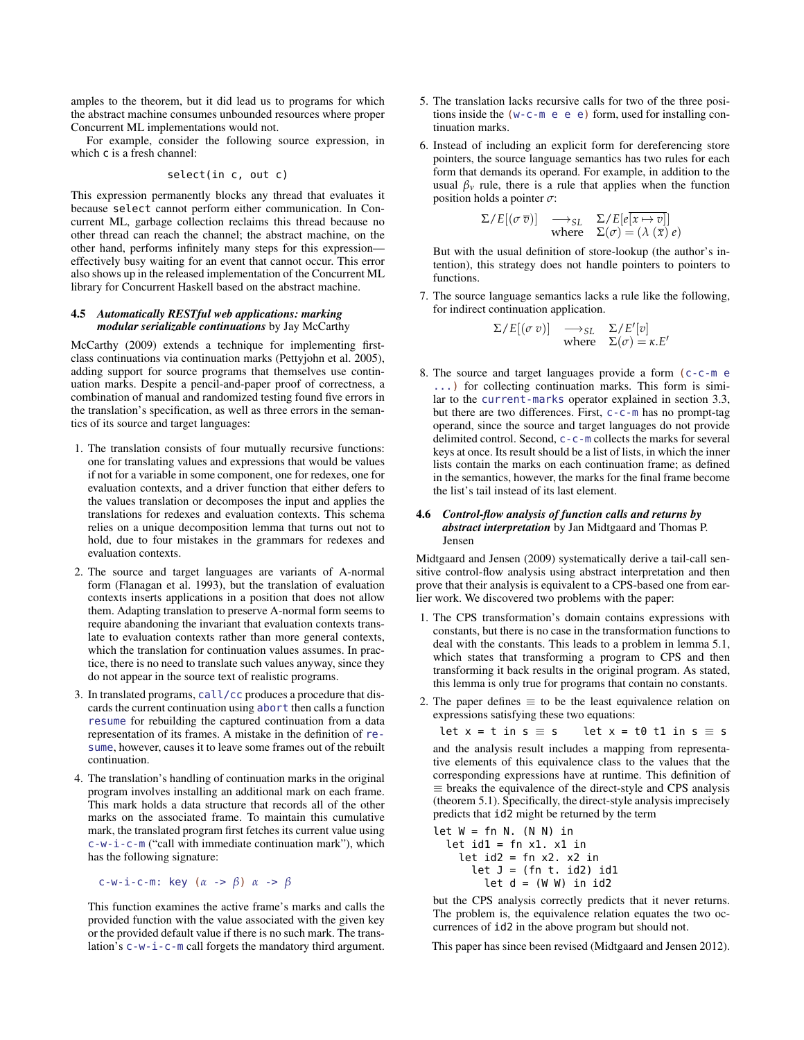amples to the theorem, but it did lead us to programs for which the abstract machine consumes unbounded resources where proper Concurrent ML implementations would not.

For example, consider the following source expression, in which `c` is a fresh channel:

```
select(in c, out c)
```

This expression permanently blocks any thread that evaluates it because `select` cannot perform either communication. In Concurrent ML, garbage collection reclaims this thread because no other thread can reach the channel; the abstract machine, on the other hand, performs infinitely many steps for this expression—effectively busy waiting for an event that cannot occur. This error also shows up in the released implementation of the Concurrent ML library for Concurrent Haskell based on the abstract machine.

### 4.5 *Automatically RESTful web applications: marking modular serializable continuations* by Jay McCarthy

McCarthy (2009) extends a technique for implementing first-class continuations via continuation marks (Pettyjohn et al. 2005), adding support for source programs that themselves use continuation marks. Despite a pencil-and-paper proof of correctness, a combination of manual and randomized testing found five errors in the translation's specification, as well as three errors in the semantics of its source and target languages:

1. The translation consists of four mutually recursive functions: one for translating values and expressions that would be values if not for a variable in some component, one for redexes, one for evaluation contexts, and a driver function that either defers to the values translation or decomposes the input and applies the translations for redexes and evaluation contexts. This schema relies on a unique decomposition lemma that turns out not to hold, due to four mistakes in the grammars for redexes and evaluation contexts.
2. The source and target languages are variants of A-normal form (Flanagan et al. 1993), but the translation of evaluation contexts inserts applications in a position that does not allow them. Adapting translation to preserve A-normal form seems to require abandoning the invariant that evaluation contexts translate to evaluation contexts rather than more general contexts, which the translation for continuation values assumes. In practice, there is no need to translate such values anyway, since they do not appear in the source text of realistic programs.
3. In translated programs, `call/cc` produces a procedure that discards the current continuation using `abort` then calls a function `resume` for rebuilding the captured continuation from a data representation of its frames. A mistake in the definition of `resume`, however, causes it to leave some frames out of the rebuilt continuation.
4. The translation's handling of continuation marks in the original program involves installing an additional mark on each frame. This mark holds a data structure that records all of the other marks on the associated frame. To maintain this cumulative mark, the translated program first fetches its current value using `c-w-i-c-m` ("call with immediate continuation mark"), which has the following signature:

   `c-w-i-c-m: key` $(\alpha \to \beta)$ $\alpha \to \beta$

   This function examines the active frame's marks and calls the provided function with the value associated with the given key or the provided default value if there is no such mark. The translation's `c-w-i-c-m` call forgets the mandatory third argument.
5. The translation lacks recursive calls for two of the three positions inside the `(w-c-m e e e)` form, used for installing continuation marks.
6. Instead of including an explicit form for dereferencing store pointers, the source language semantics has two rules for each form that demands its operand. For example, in addition to the usual $\beta_v$ rule, there is a rule that applies when the function position holds a pointer $\sigma$:

   $$\Sigma / E[(\sigma\ \overline{v})] \quad \longrightarrow_{SL} \quad \Sigma / E[e[\overline{x \mapsto v}]] \quad \text{where} \quad \Sigma(\sigma) = (\lambda\ (\overline{x})\ e)$$

   But with the usual definition of store-lookup (the author's intention), this strategy does not handle pointers to pointers to functions.
7. The source language semantics lacks a rule like the following, for indirect continuation application.

   $$\Sigma / E[(\sigma\ v)] \quad \longrightarrow_{SL} \quad \Sigma / E'[v] \quad \text{where} \quad \Sigma(\sigma) = \kappa.E'$$

8. The source and target languages provide a form `(c-c-m e ...)` for collecting continuation marks. This form is similar to the `current-marks` operator explained in section 3.3, but there are two differences. First, `c-c-m` has no prompt-tag operand, since the source and target languages do not provide delimited control. Second, `c-c-m` collects the marks for several keys at once. Its result should be a list of lists, in which the inner lists contain the marks on each continuation frame; as defined in the semantics, however, the marks for the final frame become the list's tail instead of its last element.

### 4.6 *Control-flow analysis of function calls and returns by abstract interpretation* by Jan Midtgaard and Thomas P. Jensen

Midtgaard and Jensen (2009) systematically derive a tail-call sensitive control-flow analysis using abstract interpretation and then prove that their analysis is equivalent to a CPS-based one from earlier work. We discovered two problems with the paper:

1. The CPS transformation's domain contains expressions with constants, but there is no case in the transformation functions to deal with the constants. This leads to a problem in lemma 5.1, which states that transforming a program to CPS and then transforming it back results in the original program. As stated, this lemma is only true for programs that contain no constants.
2. The paper defines $\equiv$ to be the least equivalence relation on expressions satisfying these two equations:

   `let x = t in s` $\equiv$ `s` &nbsp;&nbsp;&nbsp; `let x = t0 t1 in s` $\equiv$ `s`

   and the analysis result includes a mapping from representative elements of this equivalence class to the values that the corresponding expressions have at runtime. This definition of $\equiv$ breaks the equivalence of the direct-style and CPS analysis (theorem 5.1). Specifically, the direct-style analysis imprecisely predicts that `id2` might be returned by the term

   ```
   let W = fn N. (N N) in
     let id1 = fn x1. x1 in
       let id2 = fn x2. x2 in
         let J = (fn t. id2) id1
           let d = (W W) in id2
   ```

   but the CPS analysis correctly predicts that it never returns. The problem is, the equivalence relation equates the two occurrences of `id2` in the above program but should not.

This paper has since been revised (Midtgaard and Jensen 2012).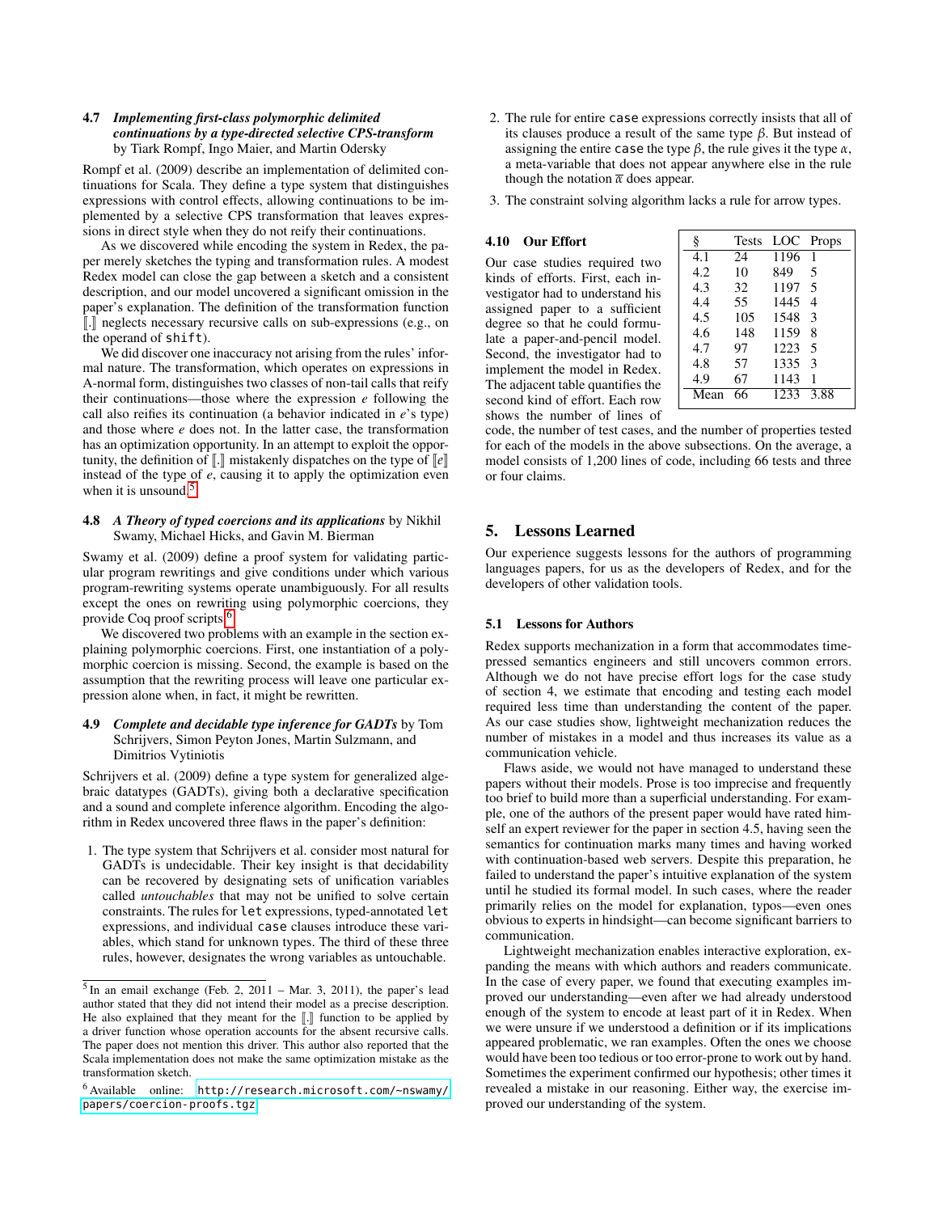### 4.7 *Implementing first-class polymorphic delimited continuations by a type-directed selective CPS-transform* by Tiark Rompf, Ingo Maier, and Martin Odersky

Rompf et al. (2009) describe an implementation of delimited continuations for Scala. They define a type system that distinguishes expressions with control effects, allowing continuations to be implemented by a selective CPS transformation that leaves expressions in direct style when they do not reify their continuations.

As we discovered while encoding the system in Redex, the paper merely sketches the typing and transformation rules. A modest Redex model can close the gap between a sketch and a consistent description, and our model uncovered a significant omission in the paper's explanation. The definition of the transformation function $[\![.]\!]$ neglects necessary recursive calls on sub-expressions (e.g., on the operand of `shift`).

We did discover one inaccuracy not arising from the rules' informal nature. The transformation, which operates on expressions in A-normal form, distinguishes two classes of non-tail calls that reify their continuations—those where the expression $e$ following the call also reifies its continuation (a behavior indicated in $e$'s type) and those where $e$ does not. In the latter case, the transformation has an optimization opportunity. In an attempt to exploit the opportunity, the definition of $[\![.]\!]$ mistakenly dispatches on the type of $[\![e]\!]$ instead of the type of $e$, causing it to apply the optimization even when it is unsound.[5]

### 4.8 *A Theory of typed coercions and its applications* by Nikhil Swamy, Michael Hicks, and Gavin M. Bierman

Swamy et al. (2009) define a proof system for validating particular program rewritings and give conditions under which various program-rewriting systems operate unambiguously. For all results except the ones on rewriting using polymorphic coercions, they provide Coq proof scripts.[6]

We discovered two problems with an example in the section explaining polymorphic coercions. First, one instantiation of a polymorphic coercion is missing. Second, the example is based on the assumption that the rewriting process will leave one particular expression alone when, in fact, it might be rewritten.

### 4.9 *Complete and decidable type inference for GADTs* by Tom Schrijvers, Simon Peyton Jones, Martin Sulzmann, and Dimitrios Vytiniotis

Schrijvers et al. (2009) define a type system for generalized algebraic datatypes (GADTs), giving both a declarative specification and a sound and complete inference algorithm. Encoding the algorithm in Redex uncovered three flaws in the paper's definition:

1. The type system that Schrijvers et al. consider most natural for GADTs is undecidable. Their key insight is that decidability can be recovered by designating sets of unification variables called *untouchables* that may not be unified to solve certain constraints. The rules for `let` expressions, typed-annotated `let` expressions, and individual `case` clauses introduce these variables, which stand for unknown types. The third of these three rules, however, designates the wrong variables as untouchable.
2. The rule for entire `case` expressions correctly insists that all of its clauses produce a result of the same type $\beta$. But instead of assigning the entire `case` the type $\beta$, the rule gives it the type $\alpha$, a meta-variable that does not appear anywhere else in the rule though the notation $\overline{\alpha}$ does appear.
3. The constraint solving algorithm lacks a rule for arrow types.

### 4.10 Our Effort

Our case studies required two kinds of efforts. First, each investigator had to understand his assigned paper to a sufficient degree so that he could formulate a paper-and-pencil model. Second, the investigator had to implement the model in Redex. The adjacent table quantifies the second kind of effort. Each row shows the number of lines of code, the number of test cases, and the number of properties tested for each of the models in the above subsections. On the average, a model consists of 1,200 lines of code, including 66 tests and three or four claims.

| § | Tests | LOC | Props |
|---|---|---|---|
| 4.1 | 24 | 1196 | 1 |
| 4.2 | 10 | 849 | 5 |
| 4.3 | 32 | 1197 | 5 |
| 4.4 | 55 | 1445 | 4 |
| 4.5 | 105 | 1548 | 3 |
| 4.6 | 148 | 1159 | 8 |
| 4.7 | 97 | 1223 | 5 |
| 4.8 | 57 | 1335 | 3 |
| 4.9 | 67 | 1143 | 1 |
| Mean | 66 | 1233 | 3.88 |

## 5. Lessons Learned

Our experience suggests lessons for the authors of programming languages papers, for us as the developers of Redex, and for the developers of other validation tools.

### 5.1 Lessons for Authors

Redex supports mechanization in a form that accommodates time-pressed semantics engineers and still uncovers common errors. Although we do not have precise effort logs for the case study of section 4, we estimate that encoding and testing each model required less time than understanding the content of the paper. As our case studies show, lightweight mechanization reduces the number of mistakes in a model and thus increases its value as a communication vehicle.

Flaws aside, we would not have managed to understand these papers without their models. Prose is too imprecise and frequently too brief to build more than a superficial understanding. For example, one of the authors of the present paper would have rated himself an expert reviewer for the paper in section 4.5, having seen the semantics for continuation marks many times and having worked with continuation-based web servers. Despite this preparation, he failed to understand the paper's intuitive explanation of the system until he studied its formal model. In such cases, where the reader primarily relies on the model for explanation, typos—even ones obvious to experts in hindsight—can become significant barriers to communication.

Lightweight mechanization enables interactive exploration, expanding the means with which authors and readers communicate. In the case of every paper, we found that executing examples improved our understanding—even after we had already understood enough of the system to encode at least part of it in Redex. When we were unsure if we understood a definition or if its implications appeared problematic, we ran examples. Often the ones we choose would have been too tedious or too error-prone to work out by hand. Sometimes the experiment confirmed our hypothesis; other times it revealed a mistake in our reasoning. Either way, the exercise improved our understanding of the system.

---

[5] In an email exchange (Feb. 2, 2011 – Mar. 3, 2011), the paper's lead author stated that they did not intend their model as a precise description. He also explained that they meant for the $[\![.]\!]$ function to be applied by a driver function whose operation accounts for the absent recursive calls. The paper does not mention this driver. This author also reported that the Scala implementation does not make the same optimization mistake as the transformation sketch.

[6] Available online: `http://research.microsoft.com/~nswamy/papers/coercion-proofs.tgz`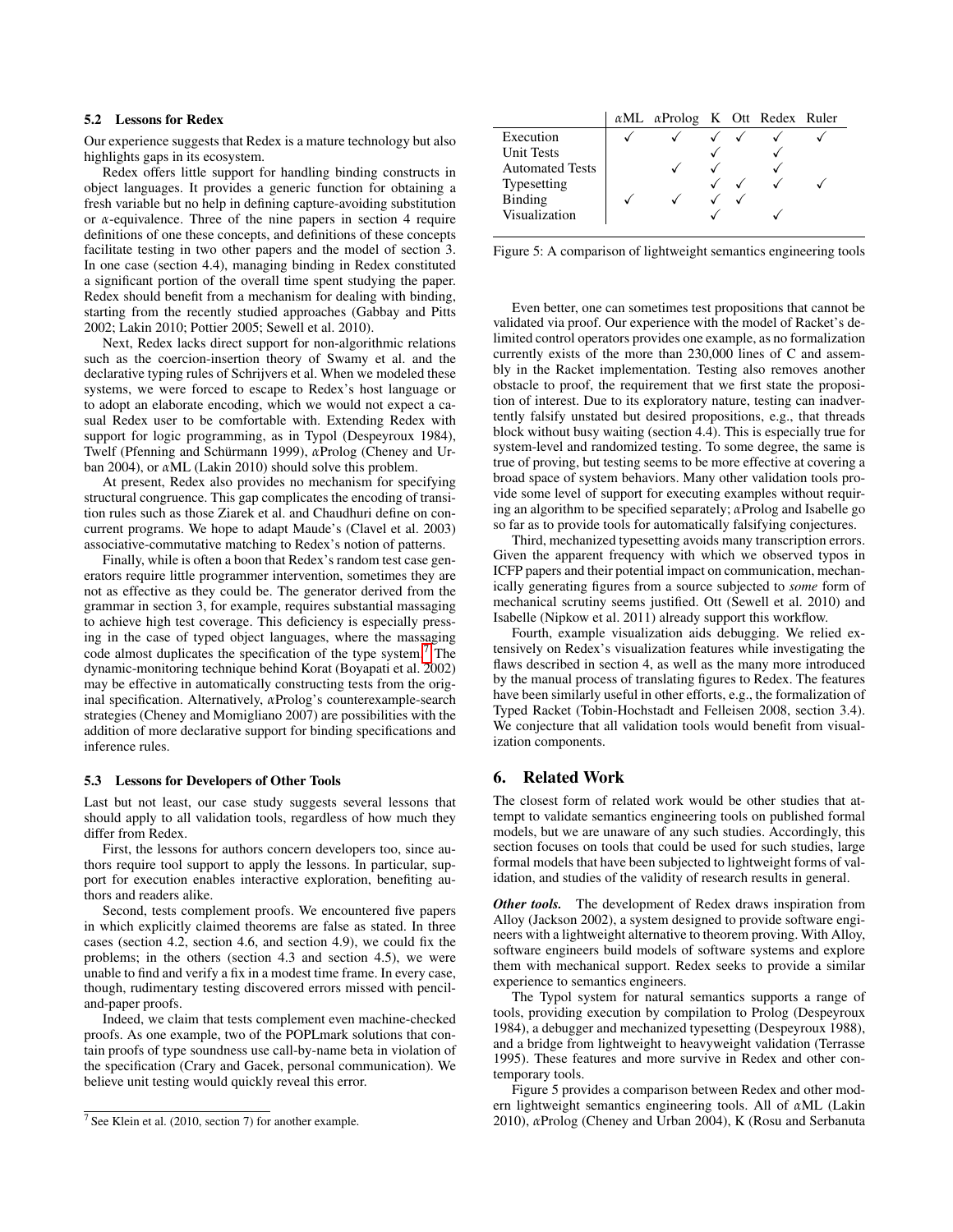### 5.2 Lessons for Redex

Our experience suggests that Redex is a mature technology but also highlights gaps in its ecosystem.

Redex offers little support for handling binding constructs in object languages. It provides a generic function for obtaining a fresh variable but no help in defining capture-avoiding substitution or α-equivalence. Three of the nine papers in section 4 require definitions of one these concepts, and definitions of these concepts facilitate testing in two other papers and the model of section 3. In one case (section 4.4), managing binding in Redex constituted a significant portion of the overall time spent studying the paper. Redex should benefit from a mechanism for dealing with binding, starting from the recently studied approaches (Gabbay and Pitts 2002; Lakin 2010; Pottier 2005; Sewell et al. 2010).

Next, Redex lacks direct support for non-algorithmic relations such as the coercion-insertion theory of Swamy et al. and the declarative typing rules of Schrijvers et al. When we modeled these systems, we were forced to escape to Redex's host language or to adopt an elaborate encoding, which we would not expect a casual Redex user to be comfortable with. Extending Redex with support for logic programming, as in Typol (Despeyroux 1984), Twelf (Pfenning and Schürmann 1999), αProlog (Cheney and Urban 2004), or αML (Lakin 2010) should solve this problem.

At present, Redex also provides no mechanism for specifying structural congruence. This gap complicates the encoding of transition rules such as those Ziarek et al. and Chaudhuri define on concurrent programs. We hope to adapt Maude's (Clavel et al. 2003) associative-commutative matching to Redex's notion of patterns.

Finally, while is often a boon that Redex's random test case generators require little programmer intervention, sometimes they are not as effective as they could be. The generator derived from the grammar in section 3, for example, requires substantial massaging to achieve high test coverage. This deficiency is especially pressing in the case of typed object languages, where the massaging code almost duplicates the specification of the type system.[7] The dynamic-monitoring technique behind Korat (Boyapati et al. 2002) may be effective in automatically constructing tests from the original specification. Alternatively, αProlog's counterexample-search strategies (Cheney and Momigliano 2007) are possibilities with the addition of more declarative support for binding specifications and inference rules.

### 5.3 Lessons for Developers of Other Tools

Last but not least, our case study suggests several lessons that should apply to all validation tools, regardless of how much they differ from Redex.

First, the lessons for authors concern developers too, since authors require tool support to apply the lessons. In particular, support for execution enables interactive exploration, benefiting authors and readers alike.

Second, tests complement proofs. We encountered five papers in which explicitly claimed theorems are false as stated. In three cases (section 4.2, section 4.6, and section 4.9), we could fix the problems; in the others (section 4.3 and section 4.5), we were unable to find and verify a fix in a modest time frame. In every case, though, rudimentary testing discovered errors missed with pencil-and-paper proofs.

Indeed, we claim that tests complement even machine-checked proofs. As one example, two of the POPLmark solutions that contain proofs of type soundness use call-by-name beta in violation of the specification (Crary and Gacek, personal communication). We believe unit testing would quickly reveal this error.

[7] See Klein et al. (2010, section 7) for another example.

| | αML | αProlog | K | Ott | Redex | Ruler |
|---|---|---|---|---|---|---|
| Execution | ✓ | ✓ | ✓ | ✓ | ✓ | ✓ |
| Unit Tests | | | ✓ | | ✓ | |
| Automated Tests | | ✓ | ✓ | | ✓ | |
| Typesetting | | | ✓ | ✓ | ✓ | ✓ |
| Binding | ✓ | ✓ | ✓ | ✓ | | |
| Visualization | | | ✓ | | ✓ | |

Figure 5: A comparison of lightweight semantics engineering tools

Even better, one can sometimes test propositions that cannot be validated via proof. Our experience with the model of Racket's delimited control operators provides one example, as no formalization currently exists of the more than 230,000 lines of C and assembly in the Racket implementation. Testing also removes another obstacle to proof, the requirement that we first state the proposition of interest. Due to its exploratory nature, testing can inadvertently falsify unstated but desired propositions, e.g., that threads block without busy waiting (section 4.4). This is especially true for system-level and randomized testing. To some degree, the same is true of proving, but testing seems to be more effective at covering a broad space of system behaviors. Many other validation tools provide some level of support for executing examples without requiring an algorithm to be specified separately; αProlog and Isabelle go so far as to provide tools for automatically falsifying conjectures.

Third, mechanized typesetting avoids many transcription errors. Given the apparent frequency with which we observed typos in ICFP papers and their potential impact on communication, mechanically generating figures from a source subjected to *some* form of mechanical scrutiny seems justified. Ott (Sewell et al. 2010) and Isabelle (Nipkow et al. 2011) already support this workflow.

Fourth, example visualization aids debugging. We relied extensively on Redex's visualization features while investigating the flaws described in section 4, as well as the many more introduced by the manual process of translating figures to Redex. The features have been similarly useful in other efforts, e.g., the formalization of Typed Racket (Tobin-Hochstadt and Felleisen 2008, section 3.4). We conjecture that all validation tools would benefit from visualization components.

## 6. Related Work

The closest form of related work would be other studies that attempt to validate semantics engineering tools on published formal models, but we are unaware of any such studies. Accordingly, this section focuses on tools that could be used for such studies, large formal models that have been subjected to lightweight forms of validation, and studies of the validity of research results in general.

***Other tools.*** The development of Redex draws inspiration from Alloy (Jackson 2002), a system designed to provide software engineers with a lightweight alternative to theorem proving. With Alloy, software engineers build models of software systems and explore them with mechanical support. Redex seeks to provide a similar experience to semantics engineers.

The Typol system for natural semantics supports a range of tools, providing execution by compilation to Prolog (Despeyroux 1984), a debugger and mechanized typesetting (Despeyroux 1988), and a bridge from lightweight to heavyweight validation (Terrasse 1995). These features and more survive in Redex and other contemporary tools.

Figure 5 provides a comparison between Redex and other modern lightweight semantics engineering tools. All of αML (Lakin 2010), αProlog (Cheney and Urban 2004), K (Rosu and Serbanuta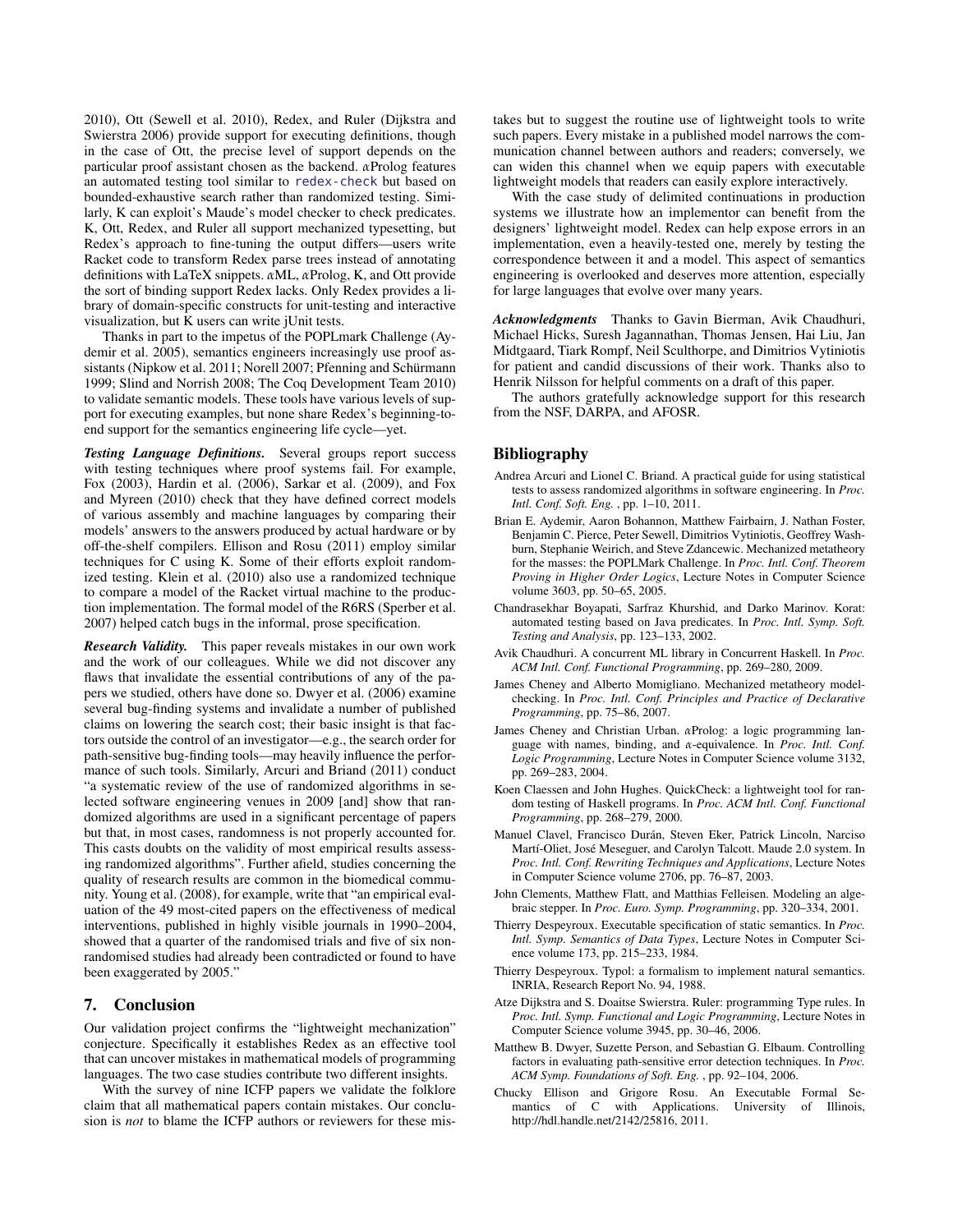2010), Ott (Sewell et al. 2010), Redex, and Ruler (Dijkstra and Swierstra 2006) provide support for executing definitions, though in the case of Ott, the precise level of support depends on the particular proof assistant chosen as the backend. αProlog features an automated testing tool similar to `redex-check` but based on bounded-exhaustive search rather than randomized testing. Similarly, K can exploit's Maude's model checker to check predicates. K, Ott, Redex, and Ruler all support mechanized typesetting, but Redex's approach to fine-tuning the output differs—users write Racket code to transform Redex parse trees instead of annotating definitions with LaTeX snippets. αML, αProlog, K, and Ott provide the sort of binding support Redex lacks. Only Redex provides a library of domain-specific constructs for unit-testing and interactive visualization, but K users can write jUnit tests.

Thanks in part to the impetus of the POPLmark Challenge (Aydemir et al. 2005), semantics engineers increasingly use proof assistants (Nipkow et al. 2011; Norell 2007; Pfenning and Schürmann 1999; Slind and Norrish 2008; The Coq Development Team 2010) to validate semantic models. These tools have various levels of support for executing examples, but none share Redex's beginning-to-end support for the semantics engineering life cycle—yet.

***Testing Language Definitions.*** Several groups report success with testing techniques where proof systems fail. For example, Fox (2003), Hardin et al. (2006), Sarkar et al. (2009), and Fox and Myreen (2010) check that they have defined correct models of various assembly and machine languages by comparing their models' answers to the answers produced by actual hardware or by off-the-shelf compilers. Ellison and Rosu (2011) employ similar techniques for C using K. Some of their efforts exploit randomized testing. Klein et al. (2010) also use a randomized technique to compare a model of the Racket virtual machine to the production implementation. The formal model of the R6RS (Sperber et al. 2007) helped catch bugs in the informal, prose specification.

***Research Validity.*** This paper reveals mistakes in our own work and the work of our colleagues. While we did not discover any flaws that invalidate the essential contributions of any of the papers we studied, others have done so. Dwyer et al. (2006) examine several bug-finding systems and invalidate a number of published claims on lowering the search cost; their basic insight is that factors outside the control of an investigator—e.g., the search order for path-sensitive bug-finding tools—may heavily influence the performance of such tools. Similarly, Arcuri and Briand (2011) conduct "a systematic review of the use of randomized algorithms in selected software engineering venues in 2009 [and] show that randomized algorithms are used in a significant percentage of papers but that, in most cases, randomness is not properly accounted for. This casts doubts on the validity of most empirical results assessing randomized algorithms". Further afield, studies concerning the quality of research results are common in the biomedical community. Young et al. (2008), for example, write that "an empirical evaluation of the 49 most-cited papers on the effectiveness of medical interventions, published in highly visible journals in 1990–2004, showed that a quarter of the randomised trials and five of six non-randomised studies had already been contradicted or found to have been exaggerated by 2005."

## 7. Conclusion

Our validation project confirms the "lightweight mechanization" conjecture. Specifically it establishes Redex as an effective tool that can uncover mistakes in mathematical models of programming languages. The two case studies contribute two different insights.

With the survey of nine ICFP papers we validate the folklore claim that all mathematical papers contain mistakes. Our conclusion is *not* to blame the ICFP authors or reviewers for these mistakes but to suggest the routine use of lightweight tools to write such papers. Every mistake in a published model narrows the communication channel between authors and readers; conversely, we can widen this channel when we equip papers with executable lightweight models that readers can easily explore interactively.

With the case study of delimited continuations in production systems we illustrate how an implementor can benefit from the designers' lightweight model. Redex can help expose errors in an implementation, even a heavily-tested one, merely by testing the correspondence between it and a model. This aspect of semantics engineering is overlooked and deserves more attention, especially for large languages that evolve over many years.

***Acknowledgments*** Thanks to Gavin Bierman, Avik Chaudhuri, Michael Hicks, Suresh Jagannathan, Thomas Jensen, Hai Liu, Jan Midtgaard, Tiark Rompf, Neil Sculthorpe, and Dimitrios Vytiniotis for patient and candid discussions of their work. Thanks also to Henrik Nilsson for helpful comments on a draft of this paper.

The authors gratefully acknowledge support for this research from the NSF, DARPA, and AFOSR.

## Bibliography

Andrea Arcuri and Lionel C. Briand. A practical guide for using statistical tests to assess randomized algorithms in software engineering. In *Proc. Intl. Conf. Soft. Eng.* , pp. 1–10, 2011.

Brian E. Aydemir, Aaron Bohannon, Matthew Fairbairn, J. Nathan Foster, Benjamin C. Pierce, Peter Sewell, Dimitrios Vytiniotis, Geoffrey Washburn, Stephanie Weirich, and Steve Zdancewic. Mechanized metatheory for the masses: the POPLMark Challenge. In *Proc. Intl. Conf. Theorem Proving in Higher Order Logics*, Lecture Notes in Computer Science volume 3603, pp. 50–65, 2005.

Chandrasekhar Boyapati, Sarfraz Khurshid, and Darko Marinov. Korat: automated testing based on Java predicates. In *Proc. Intl. Symp. Soft. Testing and Analysis*, pp. 123–133, 2002.

Avik Chaudhuri. A concurrent ML library in Concurrent Haskell. In *Proc. ACM Intl. Conf. Functional Programming*, pp. 269–280, 2009.

James Cheney and Alberto Momigliano. Mechanized metatheory model-checking. In *Proc. Intl. Conf. Principles and Practice of Declarative Programming*, pp. 75–86, 2007.

James Cheney and Christian Urban. αProlog: a logic programming language with names, binding, and α-equivalence. In *Proc. Intl. Conf. Logic Programming*, Lecture Notes in Computer Science volume 3132, pp. 269–283, 2004.

Koen Claessen and John Hughes. QuickCheck: a lightweight tool for random testing of Haskell programs. In *Proc. ACM Intl. Conf. Functional Programming*, pp. 268–279, 2000.

Manuel Clavel, Francisco Durán, Steven Eker, Patrick Lincoln, Narciso Martí-Oliet, José Meseguer, and Carolyn Talcott. Maude 2.0 system. In *Proc. Intl. Conf. Rewriting Techniques and Applications*, Lecture Notes in Computer Science volume 2706, pp. 76–87, 2003.

John Clements, Matthew Flatt, and Matthias Felleisen. Modeling an algebraic stepper. In *Proc. Euro. Symp. Programming*, pp. 320–334, 2001.

Thierry Despeyroux. Executable specification of static semantics. In *Proc. Intl. Symp. Semantics of Data Types*, Lecture Notes in Computer Science volume 173, pp. 215–233, 1984.

Thierry Despeyroux. Typol: a formalism to implement natural semantics. INRIA, Research Report No. 94, 1988.

Atze Dijkstra and S. Doaitse Swierstra. Ruler: programming Type rules. In *Proc. Intl. Symp. Functional and Logic Programming*, Lecture Notes in Computer Science volume 3945, pp. 30–46, 2006.

Matthew B. Dwyer, Suzette Person, and Sebastian G. Elbaum. Controlling factors in evaluating path-sensitive error detection techniques. In *Proc. ACM Symp. Foundations of Soft. Eng.* , pp. 92–104, 2006.

Chucky Ellison and Grigore Rosu. An Executable Formal Semantics of C with Applications. University of Illinois, http://hdl.handle.net/2142/25816, 2011.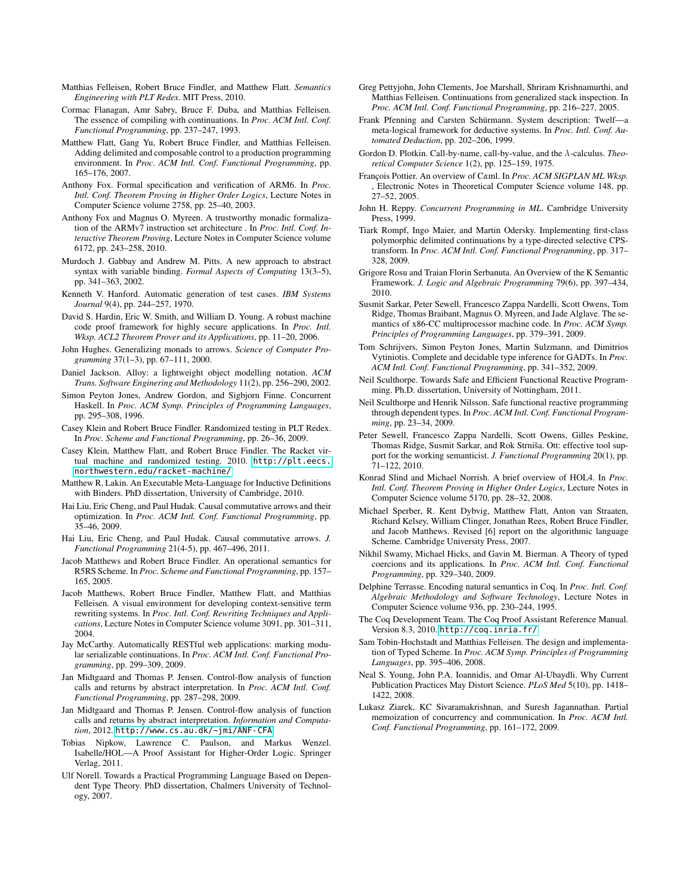Matthias Felleisen, Robert Bruce Findler, and Matthew Flatt. *Semantics Engineering with PLT Redex*. MIT Press, 2010.

Cormac Flanagan, Amr Sabry, Bruce F. Duba, and Matthias Felleisen. The essence of compiling with continuations. In *Proc. ACM Intl. Conf. Functional Programming*, pp. 237–247, 1993.

Matthew Flatt, Gang Yu, Robert Bruce Findler, and Matthias Felleisen. Adding delimited and composable control to a production programming environment. In *Proc. ACM Intl. Conf. Functional Programming*, pp. 165–176, 2007.

Anthony Fox. Formal specification and verification of ARM6. In *Proc. Intl. Conf. Theorem Proving in Higher Order Logics*, Lecture Notes in Computer Science volume 2758, pp. 25–40, 2003.

Anthony Fox and Magnus O. Myreen. A trustworthy monadic formalization of the ARMv7 instruction set architecture . In *Proc. Intl. Conf. Interactive Theorem Proving*, Lecture Notes in Computer Science volume 6172, pp. 243–258, 2010.

Murdoch J. Gabbay and Andrew M. Pitts. A new approach to abstract syntax with variable binding. *Formal Aspects of Computing* 13(3–5), pp. 341–363, 2002.

Kenneth V. Hanford. Automatic generation of test cases. *IBM Systems Journal* 9(4), pp. 244–257, 1970.

David S. Hardin, Eric W. Smith, and William D. Young. A robust machine code proof framework for highly secure applications. In *Proc. Intl. Wksp. ACL2 Theorem Prover and its Applications*, pp. 11–20, 2006.

John Hughes. Generalizing monads to arrows. *Science of Computer Programming* 37(1–3), pp. 67–111, 2000.

Daniel Jackson. Alloy: a lightweight object modelling notation. *ACM Trans. Software Enginering and Methodology* 11(2), pp. 256–290, 2002.

Simon Peyton Jones, Andrew Gordon, and Sigbjorn Finne. Concurrent Haskell. In *Proc. ACM Symp. Principles of Programming Languages*, pp. 295–308, 1996.

Casey Klein and Robert Bruce Findler. Randomized testing in PLT Redex. In *Proc. Scheme and Functional Programming*, pp. 26–36, 2009.

Casey Klein, Matthew Flatt, and Robert Bruce Findler. The Racket virtual machine and randomized testing. 2010. http://plt.eecs.northwestern.edu/racket-machine/

Matthew R. Lakin. An Executable Meta-Language for Inductive Definitions with Binders. PhD dissertation, University of Cambridge, 2010.

Hai Liu, Eric Cheng, and Paul Hudak. Causal commutative arrows and their optimization. In *Proc. ACM Intl. Conf. Functional Programming*, pp. 35–46, 2009.

Hai Liu, Eric Cheng, and Paul Hudak. Causal commutative arrows. *J. Functional Programming* 21(4-5), pp. 467–496, 2011.

Jacob Matthews and Robert Bruce Findler. An operational semantics for R5RS Scheme. In *Proc. Scheme and Functional Programming*, pp. 157–165, 2005.

Jacob Matthews, Robert Bruce Findler, Matthew Flatt, and Matthias Felleisen. A visual environment for developing context-sensitive term rewriting systems. In *Proc. Intl. Conf. Rewriting Techniques and Applications*, Lecture Notes in Computer Science volume 3091, pp. 301–311, 2004.

Jay McCarthy. Automatically RESTful web applications: marking modular serializable continuations. In *Proc. ACM Intl. Conf. Functional Programming*, pp. 299–309, 2009.

Jan Midtgaard and Thomas P. Jensen. Control-flow analysis of function calls and returns by abstract interpretation. In *Proc. ACM Intl. Conf. Functional Programming*, pp. 287–298, 2009.

Jan Midtgaard and Thomas P. Jensen. Control-flow analysis of function calls and returns by abstract interpretation. *Information and Computation*, 2012. http://www.cs.au.dk/~jmi/ANF-CFA

Tobias Nipkow, Lawrence C. Paulson, and Markus Wenzel. Isabelle/HOL—A Proof Assistant for Higher-Order Logic. Springer Verlag, 2011.

Ulf Norell. Towards a Practical Programming Language Based on Dependent Type Theory. PhD dissertation, Chalmers University of Technology, 2007.

Greg Pettyjohn, John Clements, Joe Marshall, Shriram Krishnamurthi, and Matthias Felleisen. Continuations from generalized stack inspection. In *Proc. ACM Intl. Conf. Functional Programming*, pp. 216–227, 2005.

Frank Pfenning and Carsten Schürmann. System description: Twelf—a meta-logical framework for deductive systems. In *Proc. Intl. Conf. Automated Deduction*, pp. 202–206, 1999.

Gordon D. Plotkin. Call-by-name, call-by-value, and the $\lambda$-calculus. *Theoretical Computer Science* 1(2), pp. 125–159, 1975.

François Pottier. An overview of Cαml. In *Proc. ACM SIGPLAN ML Wksp.* , Electronic Notes in Theoretical Computer Science volume 148, pp. 27–52, 2005.

John H. Reppy. *Concurrent Programming in ML*. Cambridge University Press, 1999.

Tiark Rompf, Ingo Maier, and Martin Odersky. Implementing first-class polymorphic delimited continuations by a type-directed selective CPS-transform. In *Proc. ACM Intl. Conf. Functional Programming*, pp. 317–328, 2009.

Grigore Rosu and Traian Florin Serbanuta. An Overview of the K Semantic Framework. *J. Logic and Algebraic Programming* 79(6), pp. 397–434, 2010.

Susmit Sarkar, Peter Sewell, Francesco Zappa Nardelli, Scott Owens, Tom Ridge, Thomas Braibant, Magnus O. Myreen, and Jade Alglave. The semantics of x86-CC multiprocessor machine code. In *Proc. ACM Symp. Principles of Programming Languages*, pp. 379–391, 2009.

Tom Schrijvers, Simon Peyton Jones, Martin Sulzmann, and Dimitrios Vytiniotis. Complete and decidable type inference for GADTs. In *Proc. ACM Intl. Conf. Functional Programming*, pp. 341–352, 2009.

Neil Sculthorpe. Towards Safe and Efficient Functional Reactive Programming. Ph.D. dissertation, University of Nottingham, 2011.

Neil Sculthorpe and Henrik Nilsson. Safe functional reactive programming through dependent types. In *Proc. ACM Intl. Conf. Functional Programming*, pp. 23–34, 2009.

Peter Sewell, Francesco Zappa Nardelli, Scott Owens, Gilles Peskine, Thomas Ridge, Susmit Sarkar, and Rok Strniša. Ott: effective tool support for the working semanticist. *J. Functional Programming* 20(1), pp. 71–122, 2010.

Konrad Slind and Michael Norrish. A brief overview of HOL4. In *Proc. Intl. Conf. Theorem Proving in Higher Order Logics*, Lecture Notes in Computer Science volume 5170, pp. 28–32, 2008.

Michael Sperber, R. Kent Dybvig, Matthew Flatt, Anton van Straaten, Richard Kelsey, William Clinger, Jonathan Rees, Robert Bruce Findler, and Jacob Matthews. Revised [6] report on the algorithmic language Scheme. Cambridge University Press, 2007.

Nikhil Swamy, Michael Hicks, and Gavin M. Bierman. A Theory of typed coercions and its applications. In *Proc. ACM Intl. Conf. Functional Programming*, pp. 329–340, 2009.

Delphine Terrasse. Encoding natural semantics in Coq. In *Proc. Intl. Conf. Algebraic Methodology and Software Technology*, Lecture Notes in Computer Science volume 936, pp. 230–244, 1995.

The Coq Development Team. The Coq Proof Assistant Reference Manual. Version 8.3, 2010. http://coq.inria.fr/

Sam Tobin-Hochstadt and Matthias Felleisen. The design and implementation of Typed Scheme. In *Proc. ACM Symp. Principles of Programming Languages*, pp. 395–406, 2008.

Neal S. Young, John P.A. Ioannidis, and Omar Al-Ubaydli. Why Current Publication Practices May Distort Science. *PLoS Med* 5(10), pp. 1418–1422, 2008.

Lukasz Ziarek, KC Sivaramakrishnan, and Suresh Jagannathan. Partial memoization of concurrency and communication. In *Proc. ACM Intl. Conf. Functional Programming*, pp. 161–172, 2009.